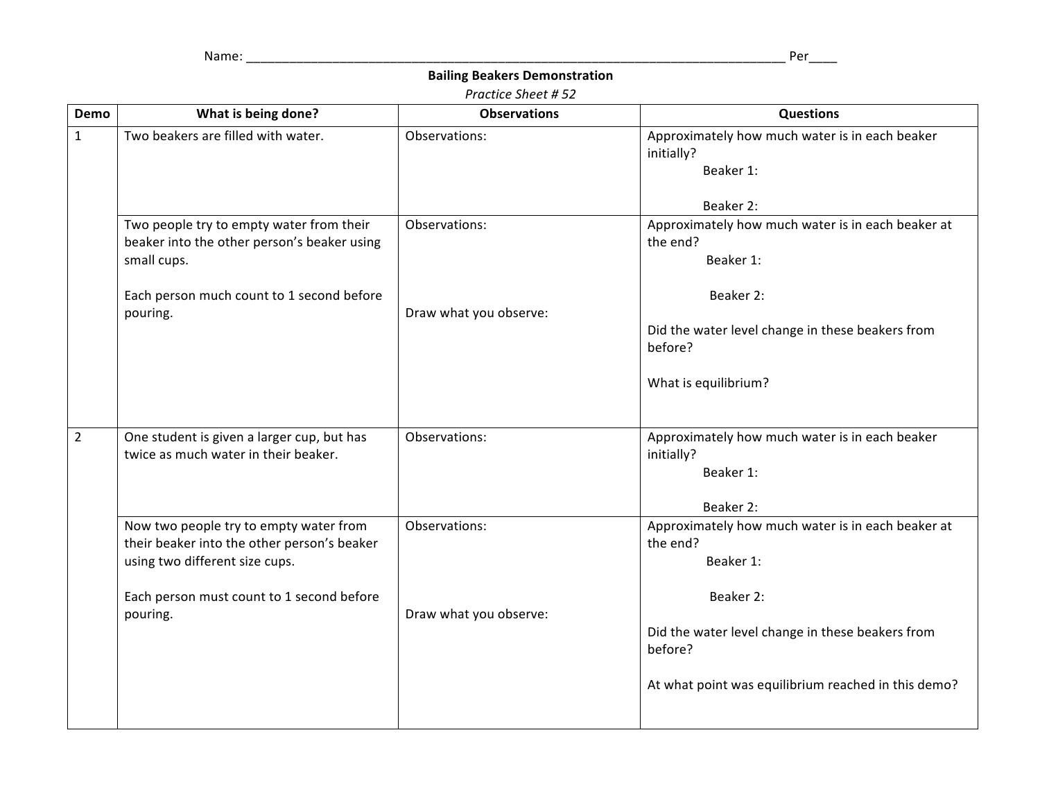Name: ______________________________________________________________________________ Per____

**Bailing Beakers Demonstration**

*Practice Sheet # 52*

| Demo | What is being done? | Observations | Questions |
|---|---|---|---|
| 1 | Two beakers are filled with water. | Observations: | Approximately how much water is in each beaker initially?<br>Beaker 1:<br><br>Beaker 2: |
| | Two people try to empty water from their beaker into the other person's beaker using small cups.<br><br>Each person much count to 1 second before pouring. | Observations:<br><br>Draw what you observe: | Approximately how much water is in each beaker at the end?<br>Beaker 1:<br><br>Beaker 2:<br><br>Did the water level change in these beakers from before?<br><br>What is equilibrium? |
| 2 | One student is given a larger cup, but has twice as much water in their beaker. | Observations: | Approximately how much water is in each beaker initially?<br>Beaker 1:<br><br>Beaker 2: |
| | Now two people try to empty water from their beaker into the other person's beaker using two different size cups.<br><br>Each person must count to 1 second before pouring. | Observations:<br><br>Draw what you observe: | Approximately how much water is in each beaker at the end?<br>Beaker 1:<br><br>Beaker 2:<br><br>Did the water level change in these beakers from before?<br><br>At what point was equilibrium reached in this demo? |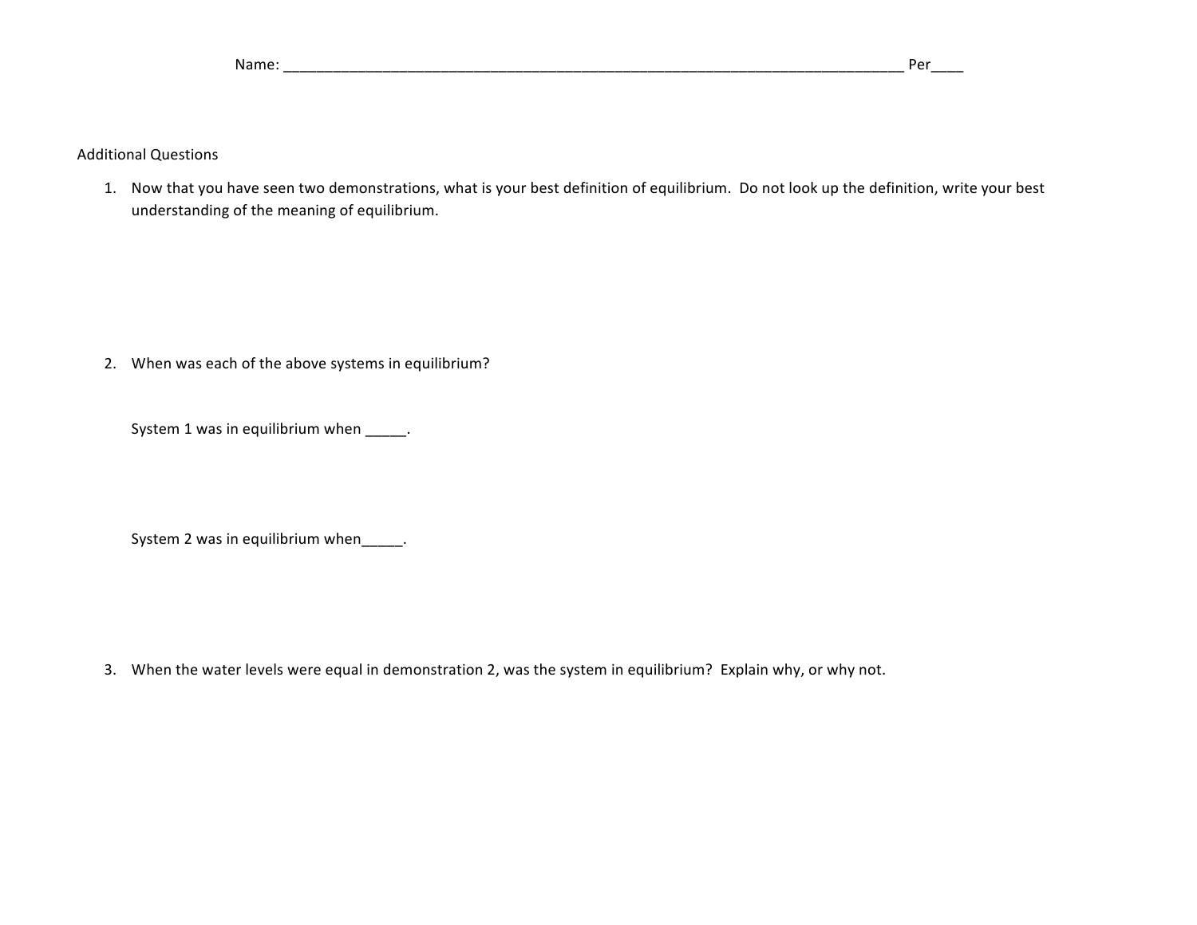Name: ______________________________________________________________________________ Per____

Additional Questions

1. Now that you have seen two demonstrations, what is your best definition of equilibrium. Do not look up the definition, write your best understanding of the meaning of equilibrium.

2. When was each of the above systems in equilibrium?

   System 1 was in equilibrium when _____.

   System 2 was in equilibrium when_____.

3. When the water levels were equal in demonstration 2, was the system in equilibrium? Explain why, or why not.